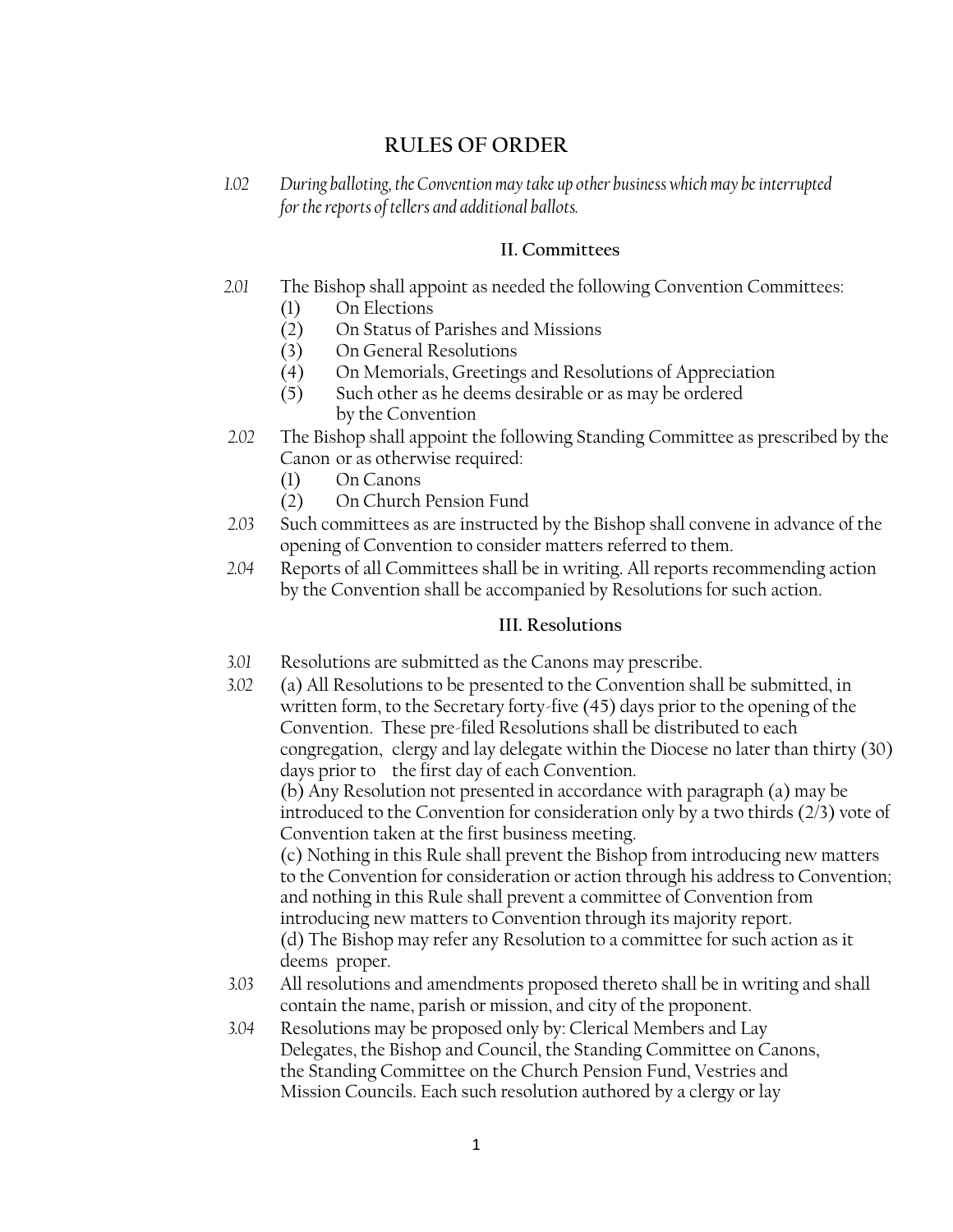# RULES OF ORDER

*1.02 During balloting, the Convention may take up other business which may be interrupted for the reports of tellers and additional ballots.*

## II. Committees

*2.01* The Bishop shall appoint as needed the following Convention Committees:

(1) On Elections
(2) On Status of Parishes and Missions
(3) On General Resolutions
(4) On Memorials, Greetings and Resolutions of Appreciation
(5) Such other as he deems desirable or as may be ordered by the Convention

*2.02* The Bishop shall appoint the following Standing Committee as prescribed by the Canon or as otherwise required:

(1) On Canons
(2) On Church Pension Fund

*2.03* Such committees as are instructed by the Bishop shall convene in advance of the opening of Convention to consider matters referred to them.

*2.04* Reports of all Committees shall be in writing. All reports recommending action by the Convention shall be accompanied by Resolutions for such action.

## III. Resolutions

*3.01* Resolutions are submitted as the Canons may prescribe.

*3.02* (a) All Resolutions to be presented to the Convention shall be submitted, in written form, to the Secretary forty-five (45) days prior to the opening of the Convention. These pre-filed Resolutions shall be distributed to each congregation, clergy and lay delegate within the Diocese no later than thirty (30) days prior to the first day of each Convention.

(b) Any Resolution not presented in accordance with paragraph (a) may be introduced to the Convention for consideration only by a two thirds (2/3) vote of Convention taken at the first business meeting.

(c) Nothing in this Rule shall prevent the Bishop from introducing new matters to the Convention for consideration or action through his address to Convention; and nothing in this Rule shall prevent a committee of Convention from introducing new matters to Convention through its majority report.

(d) The Bishop may refer any Resolution to a committee for such action as it deems proper.

*3.03* All resolutions and amendments proposed thereto shall be in writing and shall contain the name, parish or mission, and city of the proponent.

*3.04* Resolutions may be proposed only by: Clerical Members and Lay Delegates, the Bishop and Council, the Standing Committee on Canons, the Standing Committee on the Church Pension Fund, Vestries and Mission Councils. Each such resolution authored by a clergy or lay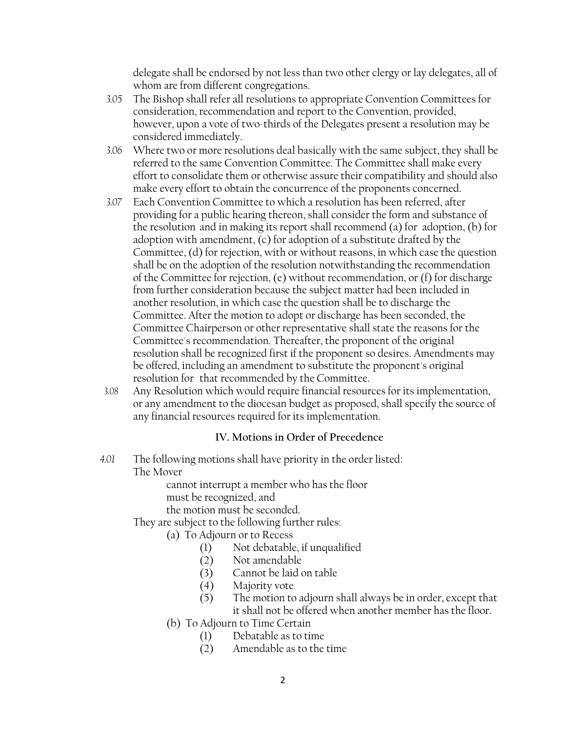delegate shall be endorsed by not less than two other clergy or lay delegates, all of whom are from different congregations.

*3.05* The Bishop shall refer all resolutions to appropriate Convention Committees for consideration, recommendation and report to the Convention, provided, however, upon a vote of two-thirds of the Delegates present a resolution may be considered immediately.

*3.06* Where two or more resolutions deal basically with the same subject, they shall be referred to the same Convention Committee. The Committee shall make every effort to consolidate them or otherwise assure their compatibility and should also make every effort to obtain the concurrence of the proponents concerned.

*3.07* Each Convention Committee to which a resolution has been referred, after providing for a public hearing thereon, shall consider the form and substance of the resolution and in making its report shall recommend (a) for adoption, (b) for adoption with amendment, (c) for adoption of a substitute drafted by the Committee, (d) for rejection, with or without reasons, in which case the question shall be on the adoption of the resolution notwithstanding the recommendation of the Committee for rejection, (e) without recommendation, or (f) for discharge from further consideration because the subject matter had been included in another resolution, in which case the question shall be to discharge the Committee. After the motion to adopt or discharge has been seconded, the Committee Chairperson or other representative shall state the reasons for the Committee's recommendation. Thereafter, the proponent of the original resolution shall be recognized first if the proponent so desires. Amendments may be offered, including an amendment to substitute the proponent's original resolution for that recommended by the Committee.

*3.08* Any Resolution which would require financial resources for its implementation, or any amendment to the diocesan budget as proposed, shall specify the source of any financial resources required for its implementation.

## IV. Motions in Order of Precedence

*4.01* The following motions shall have priority in the order listed:

The Mover

- cannot interrupt a member who has the floor
- must be recognized, and
- the motion must be seconded.

They are subject to the following further rules:

- (a) To Adjourn or to Recess
  - (1) Not debatable, if unqualified
  - (2) Not amendable
  - (3) Cannot be laid on table
  - (4) Majority vote
  - (5) The motion to adjourn shall always be in order, except that it shall not be offered when another member has the floor.
- (b) To Adjourn to Time Certain
  - (1) Debatable as to time
  - (2) Amendable as to the time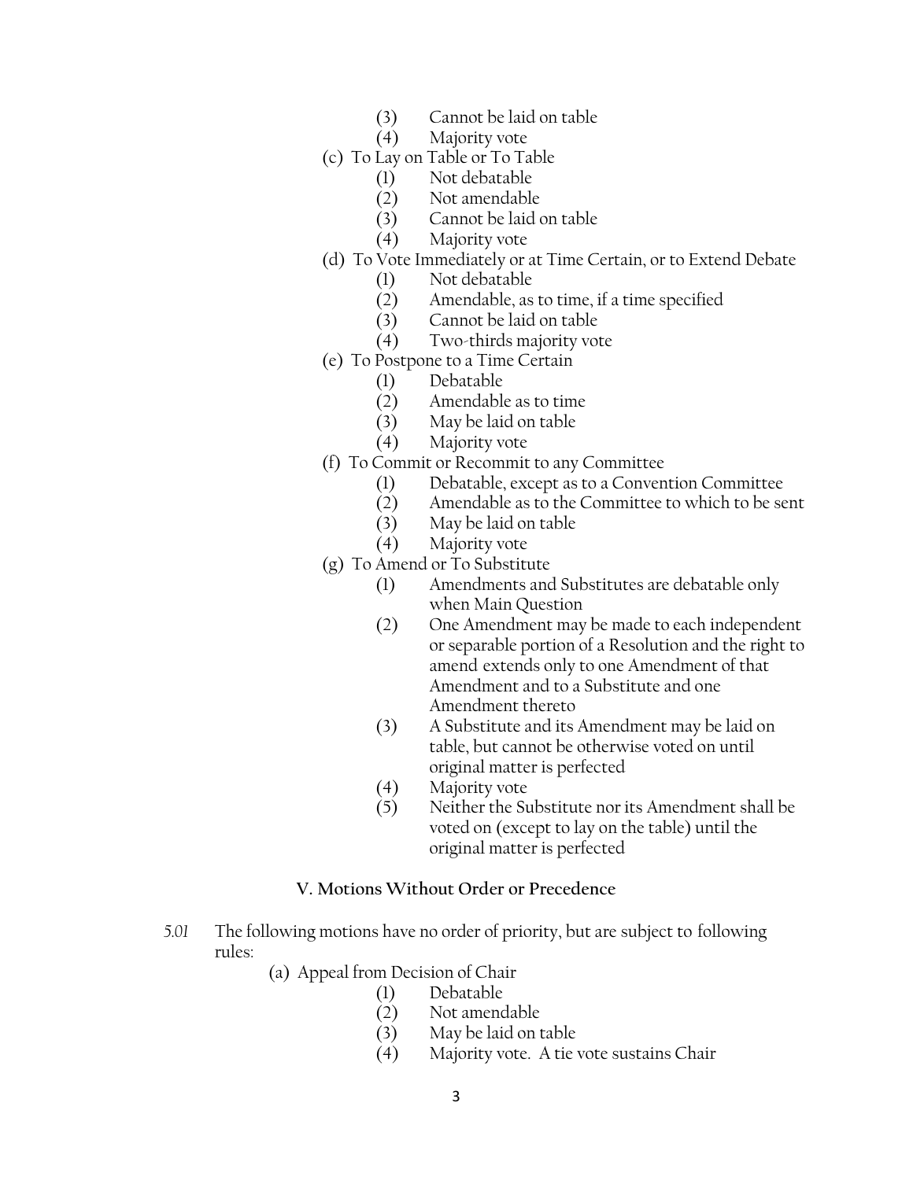- (3) Cannot be laid on table
- (4) Majority vote

(c) To Lay on Table or To Table

- (1) Not debatable
- (2) Not amendable
- (3) Cannot be laid on table
- (4) Majority vote

(d) To Vote Immediately or at Time Certain, or to Extend Debate

- (1) Not debatable
- (2) Amendable, as to time, if a time specified
- (3) Cannot be laid on table
- (4) Two-thirds majority vote

(e) To Postpone to a Time Certain

- (1) Debatable
- (2) Amendable as to time
- (3) May be laid on table
- (4) Majority vote

(f) To Commit or Recommit to any Committee

- (1) Debatable, except as to a Convention Committee
- (2) Amendable as to the Committee to which to be sent
- (3) May be laid on table
- (4) Majority vote

(g) To Amend or To Substitute

- (1) Amendments and Substitutes are debatable only when Main Question
- (2) One Amendment may be made to each independent or separable portion of a Resolution and the right to amend extends only to one Amendment of that Amendment and to a Substitute and one Amendment thereto
- (3) A Substitute and its Amendment may be laid on table, but cannot be otherwise voted on until original matter is perfected
- (4) Majority vote
- (5) Neither the Substitute nor its Amendment shall be voted on (except to lay on the table) until the original matter is perfected

### V. Motions Without Order or Precedence

*5.01* The following motions have no order of priority, but are subject to following rules:

(a) Appeal from Decision of Chair

- (1) Debatable
- (2) Not amendable
- (3) May be laid on table
- (4) Majority vote. A tie vote sustains Chair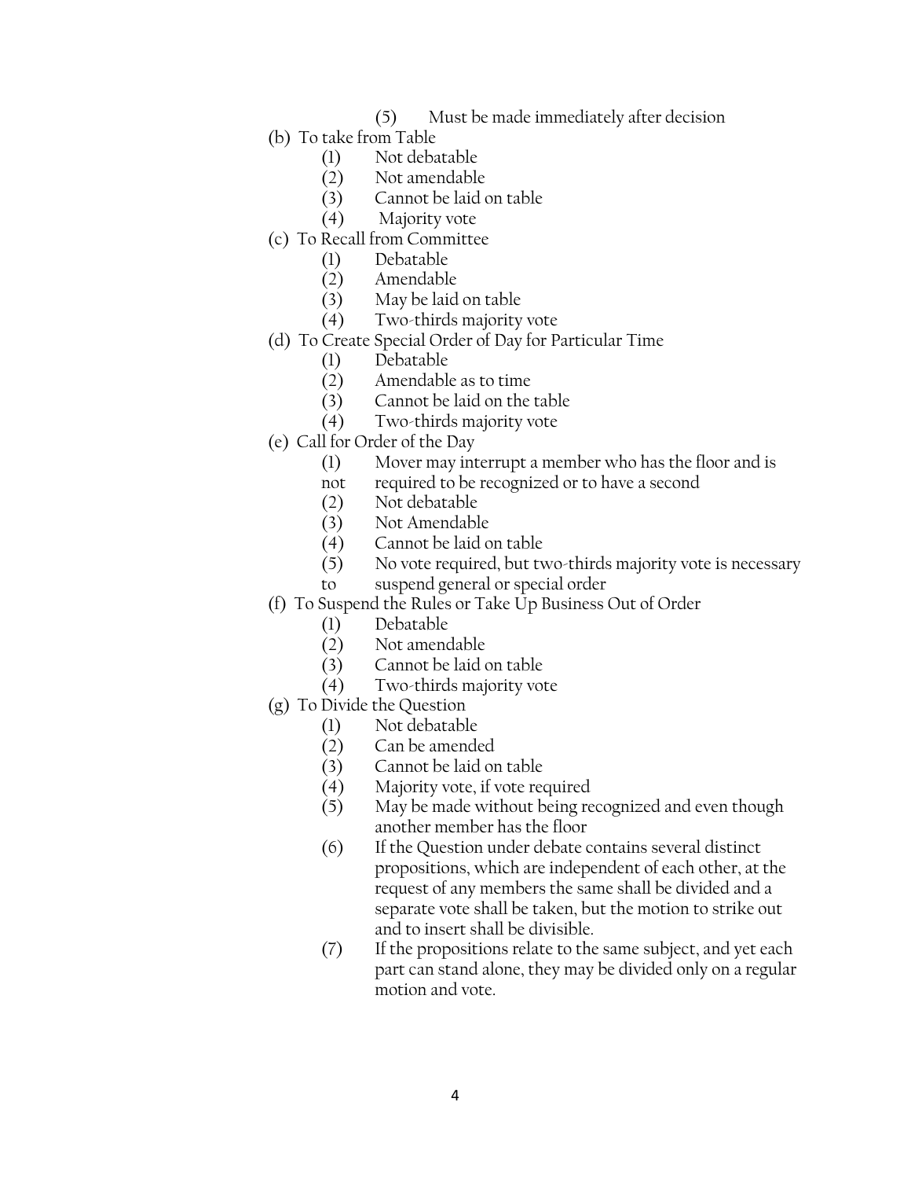(5) Must be made immediately after decision

(b) To take from Table

(1) Not debatable
(2) Not amendable
(3) Cannot be laid on table
(4) Majority vote

(c) To Recall from Committee

(1) Debatable
(2) Amendable
(3) May be laid on table
(4) Two-thirds majority vote

(d) To Create Special Order of Day for Particular Time

(1) Debatable
(2) Amendable as to time
(3) Cannot be laid on the table
(4) Two-thirds majority vote

(e) Call for Order of the Day

(1) Mover may interrupt a member who has the floor and is not required to be recognized or to have a second
(2) Not debatable
(3) Not Amendable
(4) Cannot be laid on table
(5) No vote required, but two-thirds majority vote is necessary to suspend general or special order

(f) To Suspend the Rules or Take Up Business Out of Order

(1) Debatable
(2) Not amendable
(3) Cannot be laid on table
(4) Two-thirds majority vote

(g) To Divide the Question

(1) Not debatable
(2) Can be amended
(3) Cannot be laid on table
(4) Majority vote, if vote required
(5) May be made without being recognized and even though another member has the floor
(6) If the Question under debate contains several distinct propositions, which are independent of each other, at the request of any members the same shall be divided and a separate vote shall be taken, but the motion to strike out and to insert shall be divisible.
(7) If the propositions relate to the same subject, and yet each part can stand alone, they may be divided only on a regular motion and vote.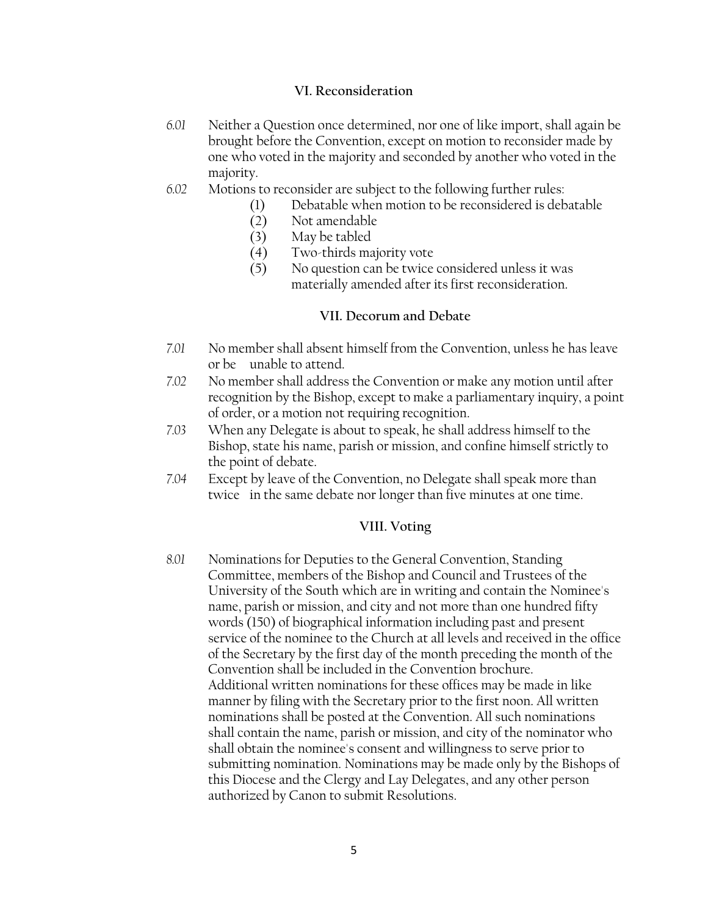### VI. Reconsideration

*6.01* Neither a Question once determined, nor one of like import, shall again be brought before the Convention, except on motion to reconsider made by one who voted in the majority and seconded by another who voted in the majority.

*6.02* Motions to reconsider are subject to the following further rules:

(1) Debatable when motion to be reconsidered is debatable
(2) Not amendable
(3) May be tabled
(4) Two-thirds majority vote
(5) No question can be twice considered unless it was materially amended after its first reconsideration.

### VII. Decorum and Debate

*7.01* No member shall absent himself from the Convention, unless he has leave or be unable to attend.

*7.02* No member shall address the Convention or make any motion until after recognition by the Bishop, except to make a parliamentary inquiry, a point of order, or a motion not requiring recognition.

*7.03* When any Delegate is about to speak, he shall address himself to the Bishop, state his name, parish or mission, and confine himself strictly to the point of debate.

*7.04* Except by leave of the Convention, no Delegate shall speak more than twice in the same debate nor longer than five minutes at one time.

### VIII. Voting

*8.01* Nominations for Deputies to the General Convention, Standing Committee, members of the Bishop and Council and Trustees of the University of the South which are in writing and contain the Nominee's name, parish or mission, and city and not more than one hundred fifty words (150) of biographical information including past and present service of the nominee to the Church at all levels and received in the office of the Secretary by the first day of the month preceding the month of the Convention shall be included in the Convention brochure.
Additional written nominations for these offices may be made in like manner by filing with the Secretary prior to the first noon. All written nominations shall be posted at the Convention. All such nominations shall contain the name, parish or mission, and city of the nominator who shall obtain the nominee's consent and willingness to serve prior to submitting nomination. Nominations may be made only by the Bishops of this Diocese and the Clergy and Lay Delegates, and any other person authorized by Canon to submit Resolutions.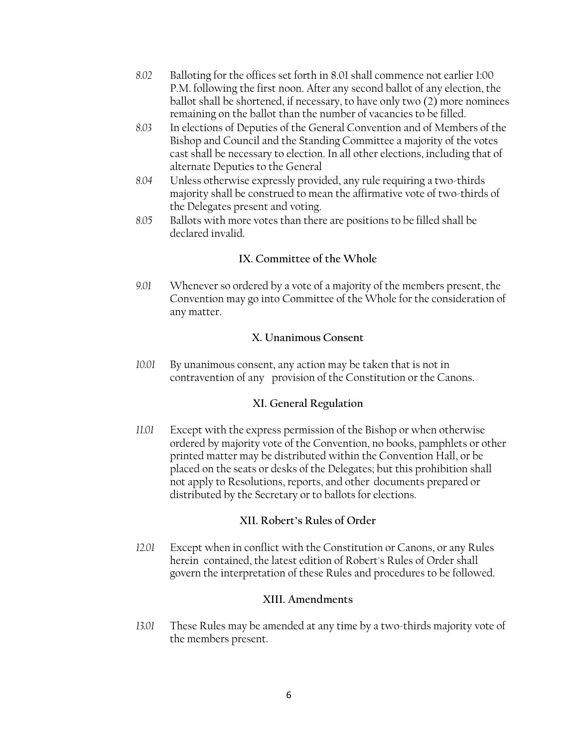8.02 Balloting for the offices set forth in 8.01 shall commence not earlier 1:00 P.M. following the first noon. After any second ballot of any election, the ballot shall be shortened, if necessary, to have only two (2) more nominees remaining on the ballot than the number of vacancies to be filled.

8.03 In elections of Deputies of the General Convention and of Members of the Bishop and Council and the Standing Committee a majority of the votes cast shall be necessary to election. In all other elections, including that of alternate Deputies to the General

8.04 Unless otherwise expressly provided, any rule requiring a two-thirds majority shall be construed to mean the affirmative vote of two-thirds of the Delegates present and voting.

8.05 Ballots with more votes than there are positions to be filled shall be declared invalid.

## IX. Committee of the Whole

9.01 Whenever so ordered by a vote of a majority of the members present, the Convention may go into Committee of the Whole for the consideration of any matter.

## X. Unanimous Consent

10.01 By unanimous consent, any action may be taken that is not in contravention of any provision of the Constitution or the Canons.

## XI. General Regulation

11.01 Except with the express permission of the Bishop or when otherwise ordered by majority vote of the Convention, no books, pamphlets or other printed matter may be distributed within the Convention Hall, or be placed on the seats or desks of the Delegates; but this prohibition shall not apply to Resolutions, reports, and other documents prepared or distributed by the Secretary or to ballots for elections.

## XII. Robert's Rules of Order

12.01 Except when in conflict with the Constitution or Canons, or any Rules herein contained, the latest edition of Robert's Rules of Order shall govern the interpretation of these Rules and procedures to be followed.

## XIII. Amendments

13.01 These Rules may be amended at any time by a two-thirds majority vote of the members present.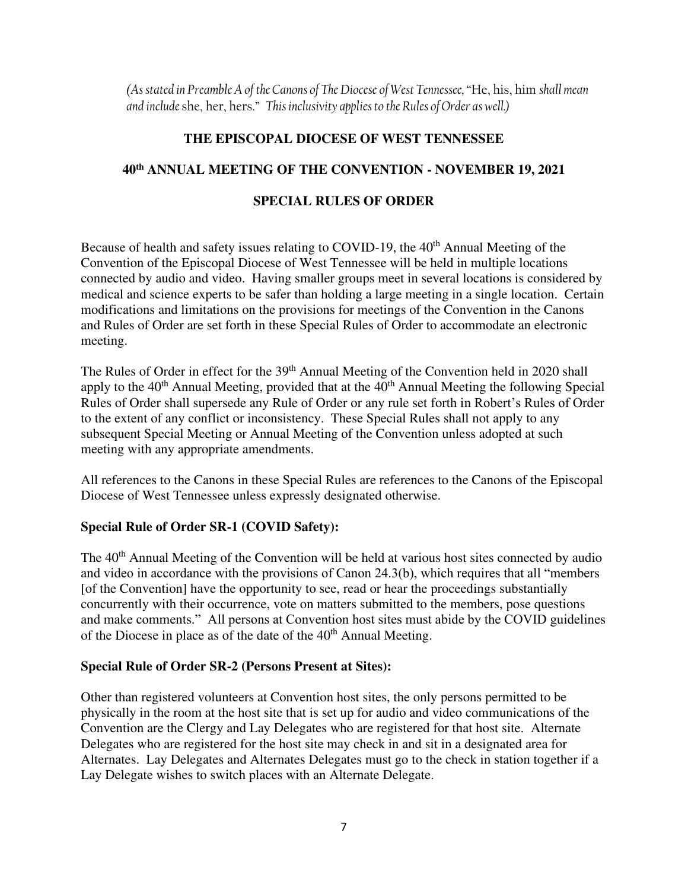*(As stated in Preamble A of the Canons of The Diocese of West Tennessee,* "He, his, him *shall mean and include* she, her, hers." *This inclusivity applies to the Rules of Order as well.)*

# THE EPISCOPAL DIOCESE OF WEST TENNESSEE

## 40th ANNUAL MEETING OF THE CONVENTION - NOVEMBER 19, 2021

## SPECIAL RULES OF ORDER

Because of health and safety issues relating to COVID-19, the 40th Annual Meeting of the Convention of the Episcopal Diocese of West Tennessee will be held in multiple locations connected by audio and video. Having smaller groups meet in several locations is considered by medical and science experts to be safer than holding a large meeting in a single location. Certain modifications and limitations on the provisions for meetings of the Convention in the Canons and Rules of Order are set forth in these Special Rules of Order to accommodate an electronic meeting.

The Rules of Order in effect for the 39th Annual Meeting of the Convention held in 2020 shall apply to the 40th Annual Meeting, provided that at the 40th Annual Meeting the following Special Rules of Order shall supersede any Rule of Order or any rule set forth in Robert's Rules of Order to the extent of any conflict or inconsistency. These Special Rules shall not apply to any subsequent Special Meeting or Annual Meeting of the Convention unless adopted at such meeting with any appropriate amendments.

All references to the Canons in these Special Rules are references to the Canons of the Episcopal Diocese of West Tennessee unless expressly designated otherwise.

### Special Rule of Order SR-1 (COVID Safety):

The 40th Annual Meeting of the Convention will be held at various host sites connected by audio and video in accordance with the provisions of Canon 24.3(b), which requires that all "members [of the Convention] have the opportunity to see, read or hear the proceedings substantially concurrently with their occurrence, vote on matters submitted to the members, pose questions and make comments." All persons at Convention host sites must abide by the COVID guidelines of the Diocese in place as of the date of the 40th Annual Meeting.

### Special Rule of Order SR-2 (Persons Present at Sites):

Other than registered volunteers at Convention host sites, the only persons permitted to be physically in the room at the host site that is set up for audio and video communications of the Convention are the Clergy and Lay Delegates who are registered for that host site. Alternate Delegates who are registered for the host site may check in and sit in a designated area for Alternates. Lay Delegates and Alternates Delegates must go to the check in station together if a Lay Delegate wishes to switch places with an Alternate Delegate.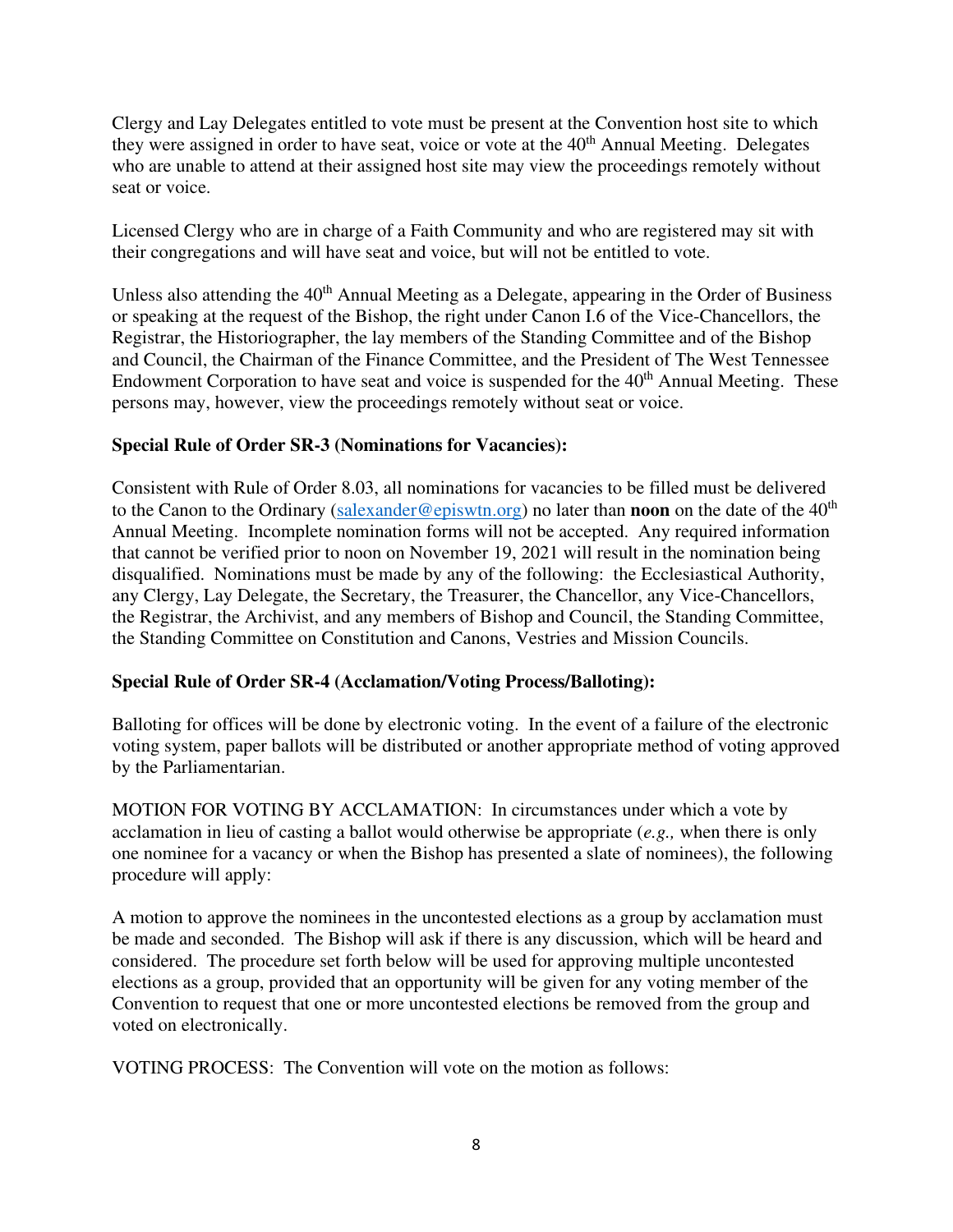Clergy and Lay Delegates entitled to vote must be present at the Convention host site to which they were assigned in order to have seat, voice or vote at the 40th Annual Meeting. Delegates who are unable to attend at their assigned host site may view the proceedings remotely without seat or voice.

Licensed Clergy who are in charge of a Faith Community and who are registered may sit with their congregations and will have seat and voice, but will not be entitled to vote.

Unless also attending the 40th Annual Meeting as a Delegate, appearing in the Order of Business or speaking at the request of the Bishop, the right under Canon I.6 of the Vice-Chancellors, the Registrar, the Historiographer, the lay members of the Standing Committee and of the Bishop and Council, the Chairman of the Finance Committee, and the President of The West Tennessee Endowment Corporation to have seat and voice is suspended for the 40th Annual Meeting. These persons may, however, view the proceedings remotely without seat or voice.

**Special Rule of Order SR-3 (Nominations for Vacancies):**

Consistent with Rule of Order 8.03, all nominations for vacancies to be filled must be delivered to the Canon to the Ordinary (salexander@episwtn.org) no later than **noon** on the date of the 40th Annual Meeting. Incomplete nomination forms will not be accepted. Any required information that cannot be verified prior to noon on November 19, 2021 will result in the nomination being disqualified. Nominations must be made by any of the following: the Ecclesiastical Authority, any Clergy, Lay Delegate, the Secretary, the Treasurer, the Chancellor, any Vice-Chancellors, the Registrar, the Archivist, and any members of Bishop and Council, the Standing Committee, the Standing Committee on Constitution and Canons, Vestries and Mission Councils.

**Special Rule of Order SR-4 (Acclamation/Voting Process/Balloting):**

Balloting for offices will be done by electronic voting. In the event of a failure of the electronic voting system, paper ballots will be distributed or another appropriate method of voting approved by the Parliamentarian.

MOTION FOR VOTING BY ACCLAMATION: In circumstances under which a vote by acclamation in lieu of casting a ballot would otherwise be appropriate (*e.g.,* when there is only one nominee for a vacancy or when the Bishop has presented a slate of nominees), the following procedure will apply:

A motion to approve the nominees in the uncontested elections as a group by acclamation must be made and seconded. The Bishop will ask if there is any discussion, which will be heard and considered. The procedure set forth below will be used for approving multiple uncontested elections as a group, provided that an opportunity will be given for any voting member of the Convention to request that one or more uncontested elections be removed from the group and voted on electronically.

VOTING PROCESS: The Convention will vote on the motion as follows: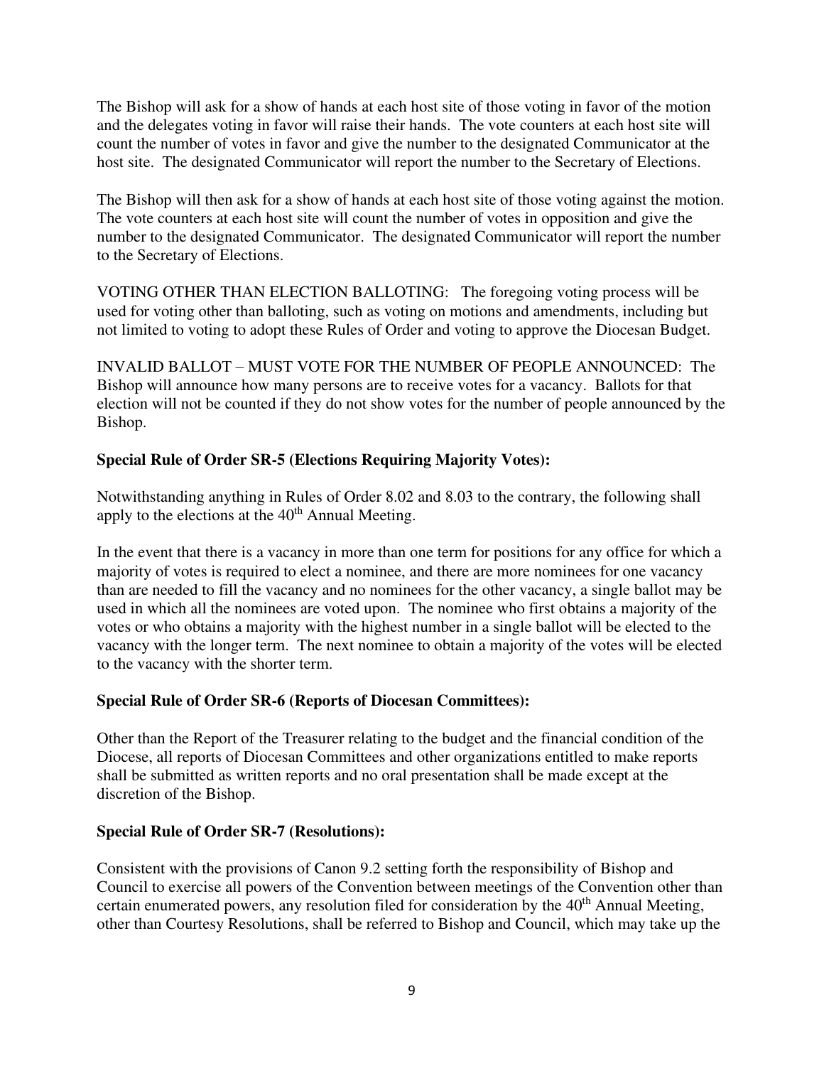The Bishop will ask for a show of hands at each host site of those voting in favor of the motion and the delegates voting in favor will raise their hands. The vote counters at each host site will count the number of votes in favor and give the number to the designated Communicator at the host site. The designated Communicator will report the number to the Secretary of Elections.

The Bishop will then ask for a show of hands at each host site of those voting against the motion. The vote counters at each host site will count the number of votes in opposition and give the number to the designated Communicator. The designated Communicator will report the number to the Secretary of Elections.

VOTING OTHER THAN ELECTION BALLOTING: The foregoing voting process will be used for voting other than balloting, such as voting on motions and amendments, including but not limited to voting to adopt these Rules of Order and voting to approve the Diocesan Budget.

INVALID BALLOT – MUST VOTE FOR THE NUMBER OF PEOPLE ANNOUNCED: The Bishop will announce how many persons are to receive votes for a vacancy. Ballots for that election will not be counted if they do not show votes for the number of people announced by the Bishop.

**Special Rule of Order SR-5 (Elections Requiring Majority Votes):**

Notwithstanding anything in Rules of Order 8.02 and 8.03 to the contrary, the following shall apply to the elections at the 40th Annual Meeting.

In the event that there is a vacancy in more than one term for positions for any office for which a majority of votes is required to elect a nominee, and there are more nominees for one vacancy than are needed to fill the vacancy and no nominees for the other vacancy, a single ballot may be used in which all the nominees are voted upon. The nominee who first obtains a majority of the votes or who obtains a majority with the highest number in a single ballot will be elected to the vacancy with the longer term. The next nominee to obtain a majority of the votes will be elected to the vacancy with the shorter term.

**Special Rule of Order SR-6 (Reports of Diocesan Committees):**

Other than the Report of the Treasurer relating to the budget and the financial condition of the Diocese, all reports of Diocesan Committees and other organizations entitled to make reports shall be submitted as written reports and no oral presentation shall be made except at the discretion of the Bishop.

**Special Rule of Order SR-7 (Resolutions):**

Consistent with the provisions of Canon 9.2 setting forth the responsibility of Bishop and Council to exercise all powers of the Convention between meetings of the Convention other than certain enumerated powers, any resolution filed for consideration by the 40th Annual Meeting, other than Courtesy Resolutions, shall be referred to Bishop and Council, which may take up the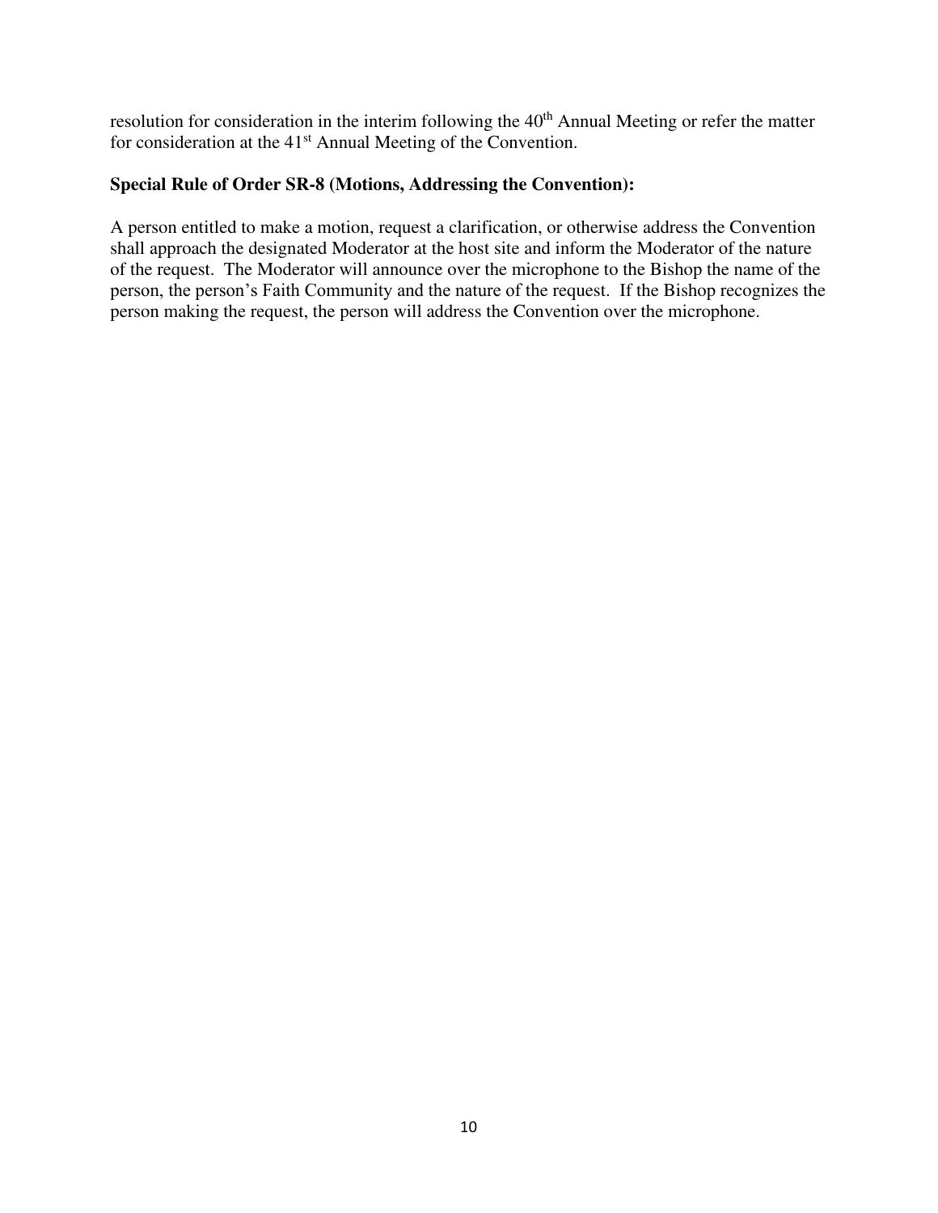resolution for consideration in the interim following the 40th Annual Meeting or refer the matter for consideration at the 41st Annual Meeting of the Convention.

**Special Rule of Order SR-8 (Motions, Addressing the Convention):**

A person entitled to make a motion, request a clarification, or otherwise address the Convention shall approach the designated Moderator at the host site and inform the Moderator of the nature of the request. The Moderator will announce over the microphone to the Bishop the name of the person, the person's Faith Community and the nature of the request. If the Bishop recognizes the person making the request, the person will address the Convention over the microphone.